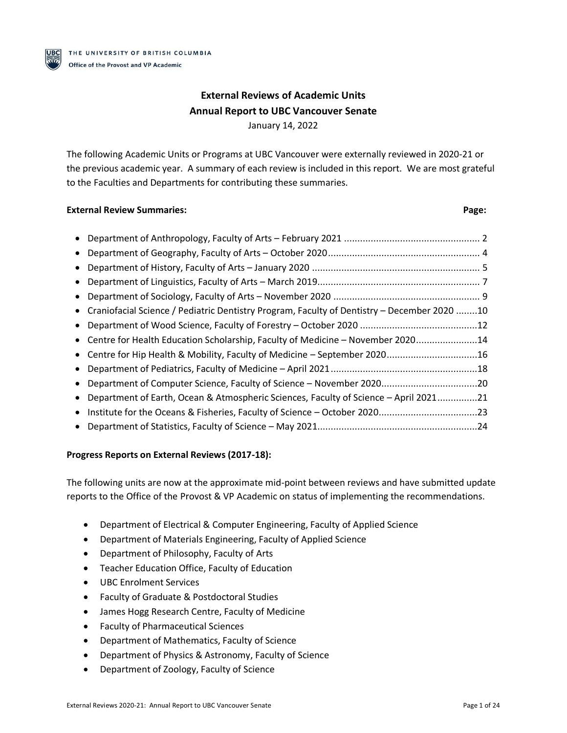THE UNIVERSITY OF BRITISH COLUMBIA

Office of the Provost and VP Academic

# External Reviews of Academic Units
## Annual Report to UBC Vancouver Senate

January 14, 2022

The following Academic Units or Programs at UBC Vancouver were externally reviewed in 2020-21 or the previous academic year. A summary of each review is included in this report. We are most grateful to the Faculties and Departments for contributing these summaries.

**External Review Summaries:** **Page:**

- Department of Anthropology, Faculty of Arts – February 2021 .................................................. 2
- Department of Geography, Faculty of Arts – October 2020......................................................... 4
- Department of History, Faculty of Arts – January 2020 ............................................................... 5
- Department of Linguistics, Faculty of Arts – March 2019............................................................ 7
- Department of Sociology, Faculty of Arts – November 2020 ....................................................... 9
- Craniofacial Science / Pediatric Dentistry Program, Faculty of Dentistry – December 2020 ........10
- Department of Wood Science, Faculty of Forestry – October 2020 ............................................12
- Centre for Health Education Scholarship, Faculty of Medicine – November 2020.......................14
- Centre for Hip Health & Mobility, Faculty of Medicine – September 2020.................................16
- Department of Pediatrics, Faculty of Medicine – April 2021.......................................................18
- Department of Computer Science, Faculty of Science – November 2020...................................20
- Department of Earth, Ocean & Atmospheric Sciences, Faculty of Science – April 2021...............21
- Institute for the Oceans & Fisheries, Faculty of Science – October 2020.....................................23
- Department of Statistics, Faculty of Science – May 2021............................................................24

**Progress Reports on External Reviews (2017-18):**

The following units are now at the approximate mid-point between reviews and have submitted update reports to the Office of the Provost & VP Academic on status of implementing the recommendations.

- Department of Electrical & Computer Engineering, Faculty of Applied Science
- Department of Materials Engineering, Faculty of Applied Science
- Department of Philosophy, Faculty of Arts
- Teacher Education Office, Faculty of Education
- UBC Enrolment Services
- Faculty of Graduate & Postdoctoral Studies
- James Hogg Research Centre, Faculty of Medicine
- Faculty of Pharmaceutical Sciences
- Department of Mathematics, Faculty of Science
- Department of Physics & Astronomy, Faculty of Science
- Department of Zoology, Faculty of Science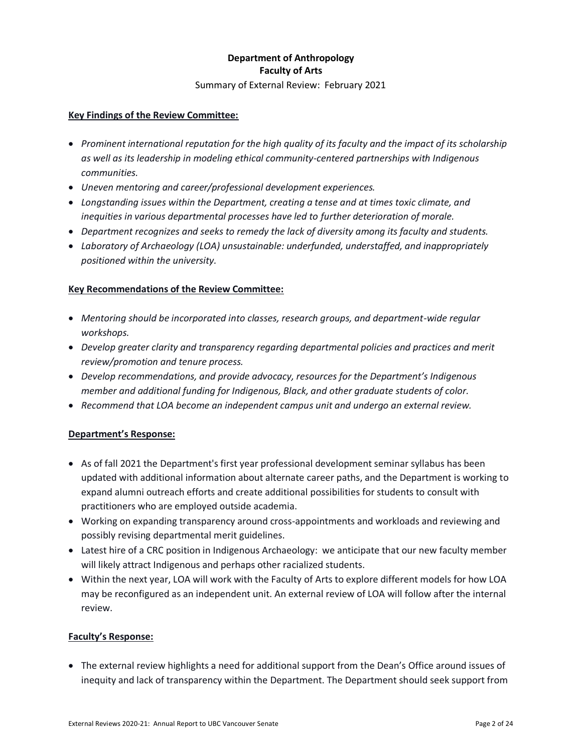**Department of Anthropology**
**Faculty of Arts**
Summary of External Review: February 2021

**Key Findings of the Review Committee:**

- *Prominent international reputation for the high quality of its faculty and the impact of its scholarship as well as its leadership in modeling ethical community-centered partnerships with Indigenous communities.*
- *Uneven mentoring and career/professional development experiences.*
- *Longstanding issues within the Department, creating a tense and at times toxic climate, and inequities in various departmental processes have led to further deterioration of morale.*
- *Department recognizes and seeks to remedy the lack of diversity among its faculty and students.*
- *Laboratory of Archaeology (LOA) unsustainable: underfunded, understaffed, and inappropriately positioned within the university.*

**Key Recommendations of the Review Committee:**

- *Mentoring should be incorporated into classes, research groups, and department-wide regular workshops.*
- *Develop greater clarity and transparency regarding departmental policies and practices and merit review/promotion and tenure process.*
- *Develop recommendations, and provide advocacy, resources for the Department's Indigenous member and additional funding for Indigenous, Black, and other graduate students of color.*
- *Recommend that LOA become an independent campus unit and undergo an external review.*

**Department's Response:**

- As of fall 2021 the Department's first year professional development seminar syllabus has been updated with additional information about alternate career paths, and the Department is working to expand alumni outreach efforts and create additional possibilities for students to consult with practitioners who are employed outside academia.
- Working on expanding transparency around cross-appointments and workloads and reviewing and possibly revising departmental merit guidelines.
- Latest hire of a CRC position in Indigenous Archaeology: we anticipate that our new faculty member will likely attract Indigenous and perhaps other racialized students.
- Within the next year, LOA will work with the Faculty of Arts to explore different models for how LOA may be reconfigured as an independent unit. An external review of LOA will follow after the internal review.

**Faculty's Response:**

- The external review highlights a need for additional support from the Dean's Office around issues of inequity and lack of transparency within the Department. The Department should seek support from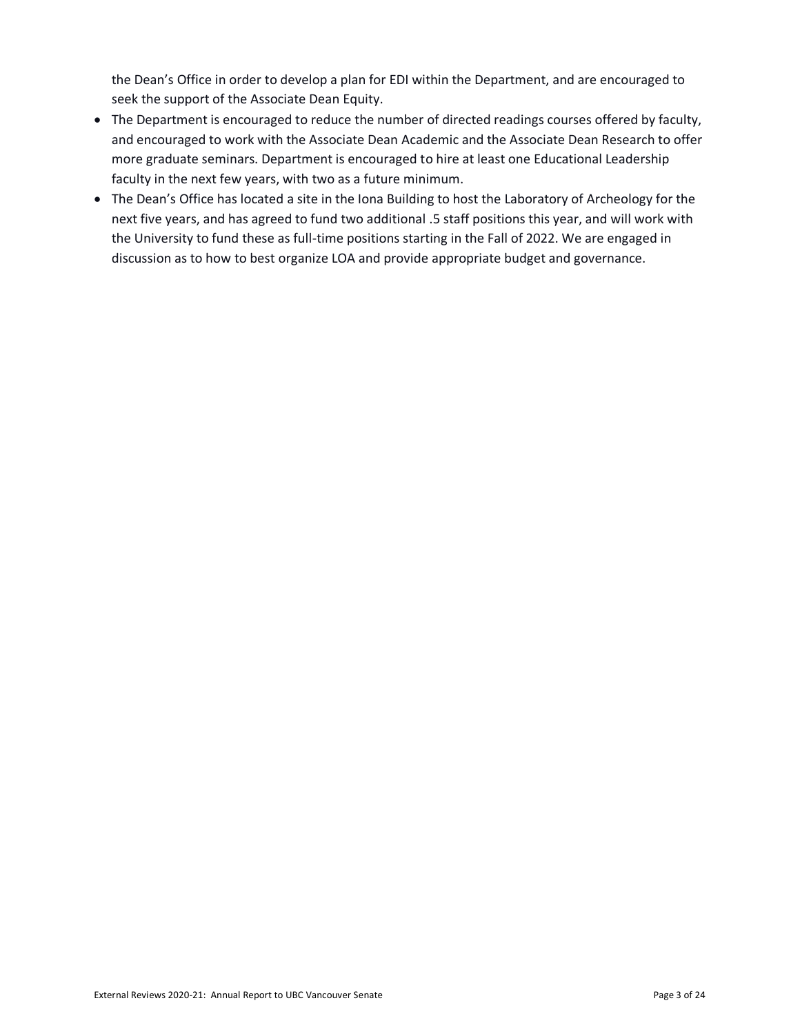the Dean's Office in order to develop a plan for EDI within the Department, and are encouraged to seek the support of the Associate Dean Equity.

- The Department is encouraged to reduce the number of directed readings courses offered by faculty, and encouraged to work with the Associate Dean Academic and the Associate Dean Research to offer more graduate seminars. Department is encouraged to hire at least one Educational Leadership faculty in the next few years, with two as a future minimum.
- The Dean's Office has located a site in the Iona Building to host the Laboratory of Archeology for the next five years, and has agreed to fund two additional .5 staff positions this year, and will work with the University to fund these as full-time positions starting in the Fall of 2022. We are engaged in discussion as to how to best organize LOA and provide appropriate budget and governance.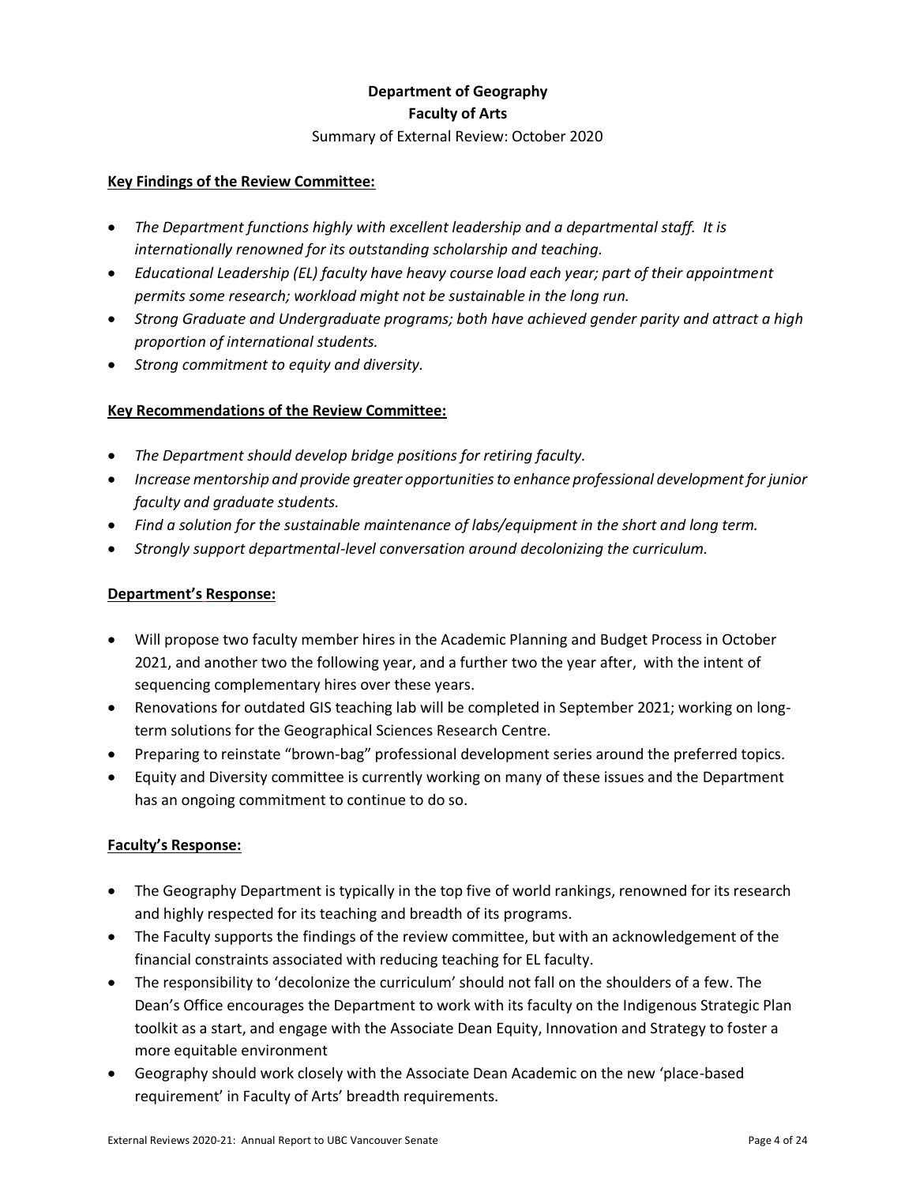# Department of Geography
## Faculty of Arts

Summary of External Review: October 2020

**Key Findings of the Review Committee:**

- *The Department functions highly with excellent leadership and a departmental staff. It is internationally renowned for its outstanding scholarship and teaching.*
- *Educational Leadership (EL) faculty have heavy course load each year; part of their appointment permits some research; workload might not be sustainable in the long run.*
- *Strong Graduate and Undergraduate programs; both have achieved gender parity and attract a high proportion of international students.*
- *Strong commitment to equity and diversity.*

**Key Recommendations of the Review Committee:**

- *The Department should develop bridge positions for retiring faculty.*
- *Increase mentorship and provide greater opportunities to enhance professional development for junior faculty and graduate students.*
- *Find a solution for the sustainable maintenance of labs/equipment in the short and long term.*
- *Strongly support departmental-level conversation around decolonizing the curriculum.*

**Department's Response:**

- Will propose two faculty member hires in the Academic Planning and Budget Process in October 2021, and another two the following year, and a further two the year after, with the intent of sequencing complementary hires over these years.
- Renovations for outdated GIS teaching lab will be completed in September 2021; working on long-term solutions for the Geographical Sciences Research Centre.
- Preparing to reinstate "brown-bag" professional development series around the preferred topics.
- Equity and Diversity committee is currently working on many of these issues and the Department has an ongoing commitment to continue to do so.

**Faculty's Response:**

- The Geography Department is typically in the top five of world rankings, renowned for its research and highly respected for its teaching and breadth of its programs.
- The Faculty supports the findings of the review committee, but with an acknowledgement of the financial constraints associated with reducing teaching for EL faculty.
- The responsibility to 'decolonize the curriculum' should not fall on the shoulders of a few. The Dean's Office encourages the Department to work with its faculty on the Indigenous Strategic Plan toolkit as a start, and engage with the Associate Dean Equity, Innovation and Strategy to foster a more equitable environment
- Geography should work closely with the Associate Dean Academic on the new 'place-based requirement' in Faculty of Arts' breadth requirements.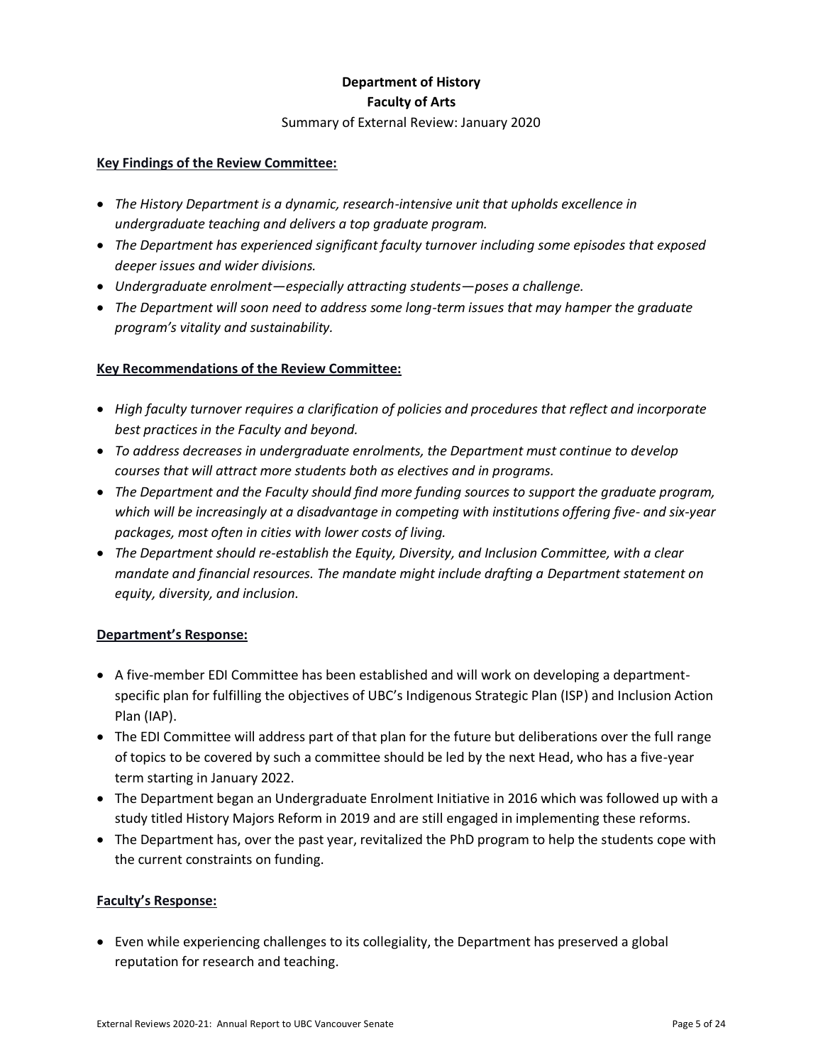**Department of History**

**Faculty of Arts**

Summary of External Review: January 2020

**Key Findings of the Review Committee:**

- *The History Department is a dynamic, research-intensive unit that upholds excellence in undergraduate teaching and delivers a top graduate program.*
- *The Department has experienced significant faculty turnover including some episodes that exposed deeper issues and wider divisions.*
- *Undergraduate enrolment—especially attracting students—poses a challenge.*
- *The Department will soon need to address some long-term issues that may hamper the graduate program's vitality and sustainability.*

**Key Recommendations of the Review Committee:**

- *High faculty turnover requires a clarification of policies and procedures that reflect and incorporate best practices in the Faculty and beyond.*
- *To address decreases in undergraduate enrolments, the Department must continue to develop courses that will attract more students both as electives and in programs.*
- *The Department and the Faculty should find more funding sources to support the graduate program, which will be increasingly at a disadvantage in competing with institutions offering five- and six-year packages, most often in cities with lower costs of living.*
- *The Department should re-establish the Equity, Diversity, and Inclusion Committee, with a clear mandate and financial resources. The mandate might include drafting a Department statement on equity, diversity, and inclusion.*

**Department's Response:**

- A five-member EDI Committee has been established and will work on developing a department-specific plan for fulfilling the objectives of UBC's Indigenous Strategic Plan (ISP) and Inclusion Action Plan (IAP).
- The EDI Committee will address part of that plan for the future but deliberations over the full range of topics to be covered by such a committee should be led by the next Head, who has a five-year term starting in January 2022.
- The Department began an Undergraduate Enrolment Initiative in 2016 which was followed up with a study titled History Majors Reform in 2019 and are still engaged in implementing these reforms.
- The Department has, over the past year, revitalized the PhD program to help the students cope with the current constraints on funding.

**Faculty's Response:**

- Even while experiencing challenges to its collegiality, the Department has preserved a global reputation for research and teaching.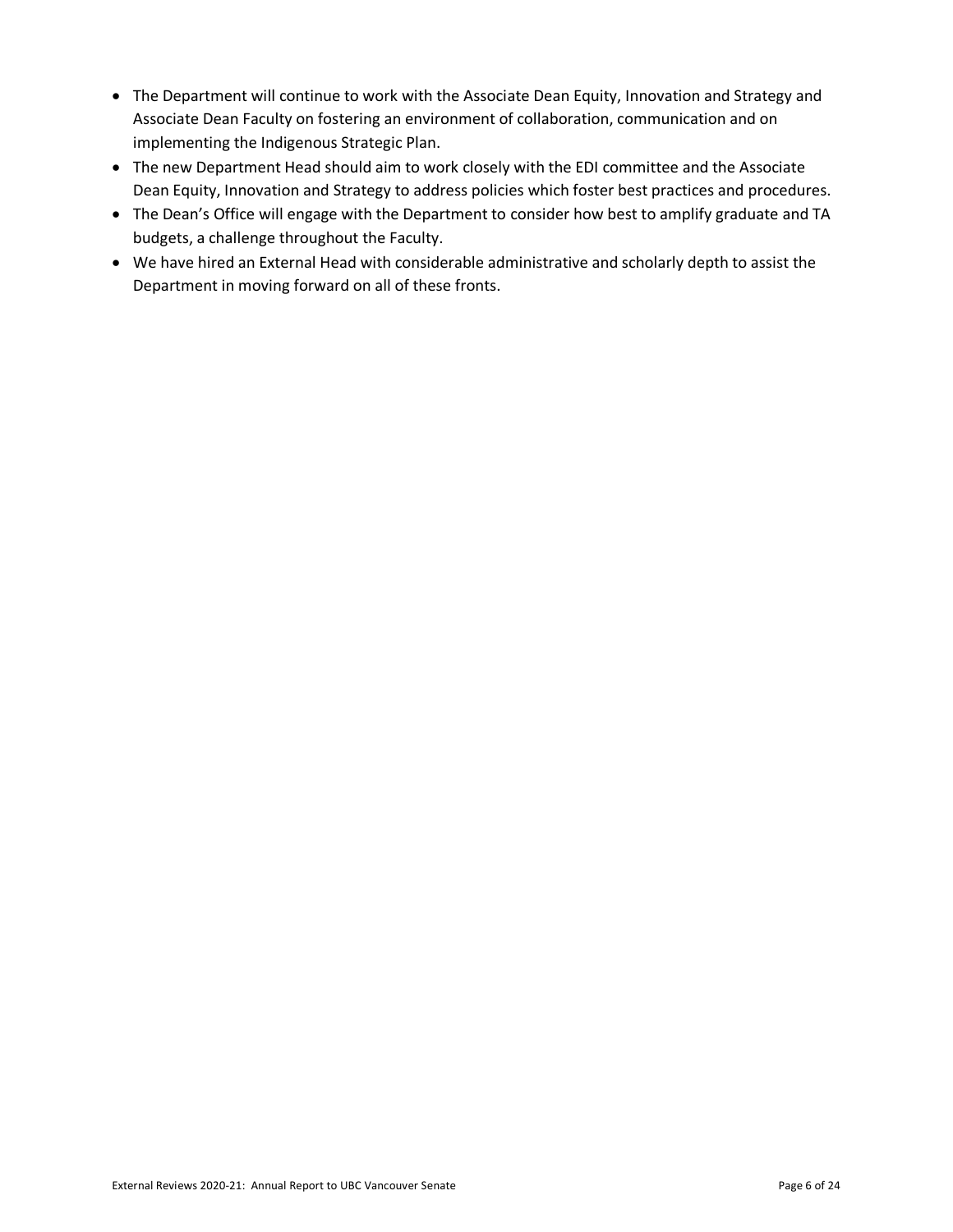- The Department will continue to work with the Associate Dean Equity, Innovation and Strategy and Associate Dean Faculty on fostering an environment of collaboration, communication and on implementing the Indigenous Strategic Plan.
- The new Department Head should aim to work closely with the EDI committee and the Associate Dean Equity, Innovation and Strategy to address policies which foster best practices and procedures.
- The Dean's Office will engage with the Department to consider how best to amplify graduate and TA budgets, a challenge throughout the Faculty.
- We have hired an External Head with considerable administrative and scholarly depth to assist the Department in moving forward on all of these fronts.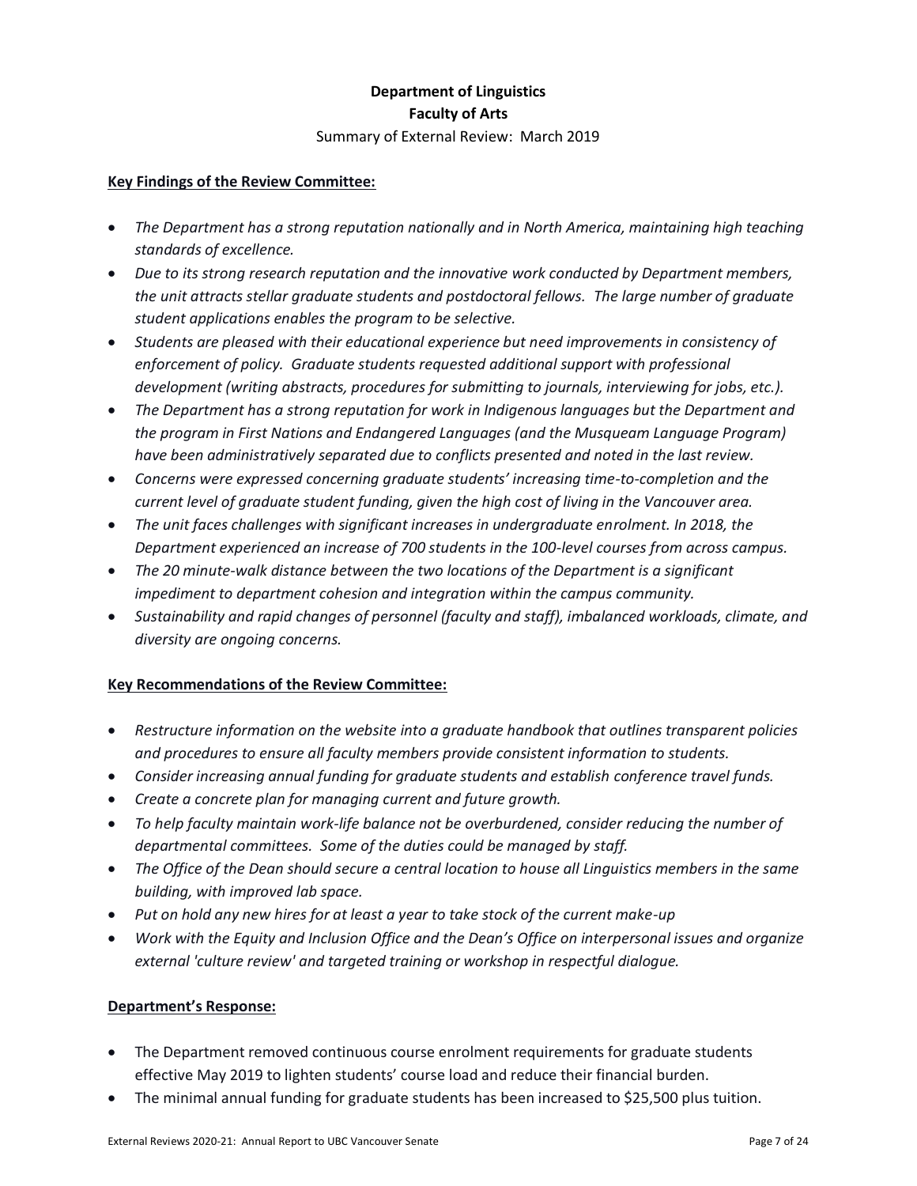**Department of Linguistics**
**Faculty of Arts**
Summary of External Review: March 2019

**Key Findings of the Review Committee:**

- *The Department has a strong reputation nationally and in North America, maintaining high teaching standards of excellence.*
- *Due to its strong research reputation and the innovative work conducted by Department members, the unit attracts stellar graduate students and postdoctoral fellows. The large number of graduate student applications enables the program to be selective.*
- *Students are pleased with their educational experience but need improvements in consistency of enforcement of policy. Graduate students requested additional support with professional development (writing abstracts, procedures for submitting to journals, interviewing for jobs, etc.).*
- *The Department has a strong reputation for work in Indigenous languages but the Department and the program in First Nations and Endangered Languages (and the Musqueam Language Program) have been administratively separated due to conflicts presented and noted in the last review.*
- *Concerns were expressed concerning graduate students' increasing time-to-completion and the current level of graduate student funding, given the high cost of living in the Vancouver area.*
- *The unit faces challenges with significant increases in undergraduate enrolment. In 2018, the Department experienced an increase of 700 students in the 100-level courses from across campus.*
- *The 20 minute-walk distance between the two locations of the Department is a significant impediment to department cohesion and integration within the campus community.*
- *Sustainability and rapid changes of personnel (faculty and staff), imbalanced workloads, climate, and diversity are ongoing concerns.*

**Key Recommendations of the Review Committee:**

- *Restructure information on the website into a graduate handbook that outlines transparent policies and procedures to ensure all faculty members provide consistent information to students.*
- *Consider increasing annual funding for graduate students and establish conference travel funds.*
- *Create a concrete plan for managing current and future growth.*
- *To help faculty maintain work-life balance not be overburdened, consider reducing the number of departmental committees. Some of the duties could be managed by staff.*
- *The Office of the Dean should secure a central location to house all Linguistics members in the same building, with improved lab space.*
- *Put on hold any new hires for at least a year to take stock of the current make-up*
- *Work with the Equity and Inclusion Office and the Dean's Office on interpersonal issues and organize external 'culture review' and targeted training or workshop in respectful dialogue.*

**Department's Response:**

- The Department removed continuous course enrolment requirements for graduate students effective May 2019 to lighten students' course load and reduce their financial burden.
- The minimal annual funding for graduate students has been increased to $25,500 plus tuition.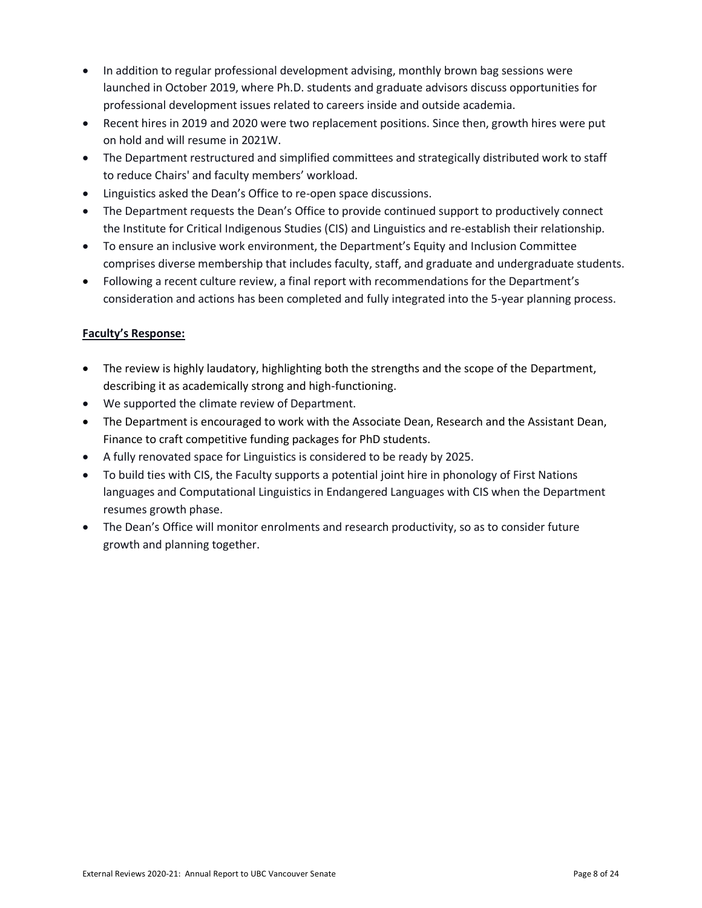- In addition to regular professional development advising, monthly brown bag sessions were launched in October 2019, where Ph.D. students and graduate advisors discuss opportunities for professional development issues related to careers inside and outside academia.
- Recent hires in 2019 and 2020 were two replacement positions. Since then, growth hires were put on hold and will resume in 2021W.
- The Department restructured and simplified committees and strategically distributed work to staff to reduce Chairs' and faculty members' workload.
- Linguistics asked the Dean's Office to re-open space discussions.
- The Department requests the Dean's Office to provide continued support to productively connect the Institute for Critical Indigenous Studies (CIS) and Linguistics and re-establish their relationship.
- To ensure an inclusive work environment, the Department's Equity and Inclusion Committee comprises diverse membership that includes faculty, staff, and graduate and undergraduate students.
- Following a recent culture review, a final report with recommendations for the Department's consideration and actions has been completed and fully integrated into the 5-year planning process.

**Faculty's Response:**

- The review is highly laudatory, highlighting both the strengths and the scope of the Department, describing it as academically strong and high-functioning.
- We supported the climate review of Department.
- The Department is encouraged to work with the Associate Dean, Research and the Assistant Dean, Finance to craft competitive funding packages for PhD students.
- A fully renovated space for Linguistics is considered to be ready by 2025.
- To build ties with CIS, the Faculty supports a potential joint hire in phonology of First Nations languages and Computational Linguistics in Endangered Languages with CIS when the Department resumes growth phase.
- The Dean's Office will monitor enrolments and research productivity, so as to consider future growth and planning together.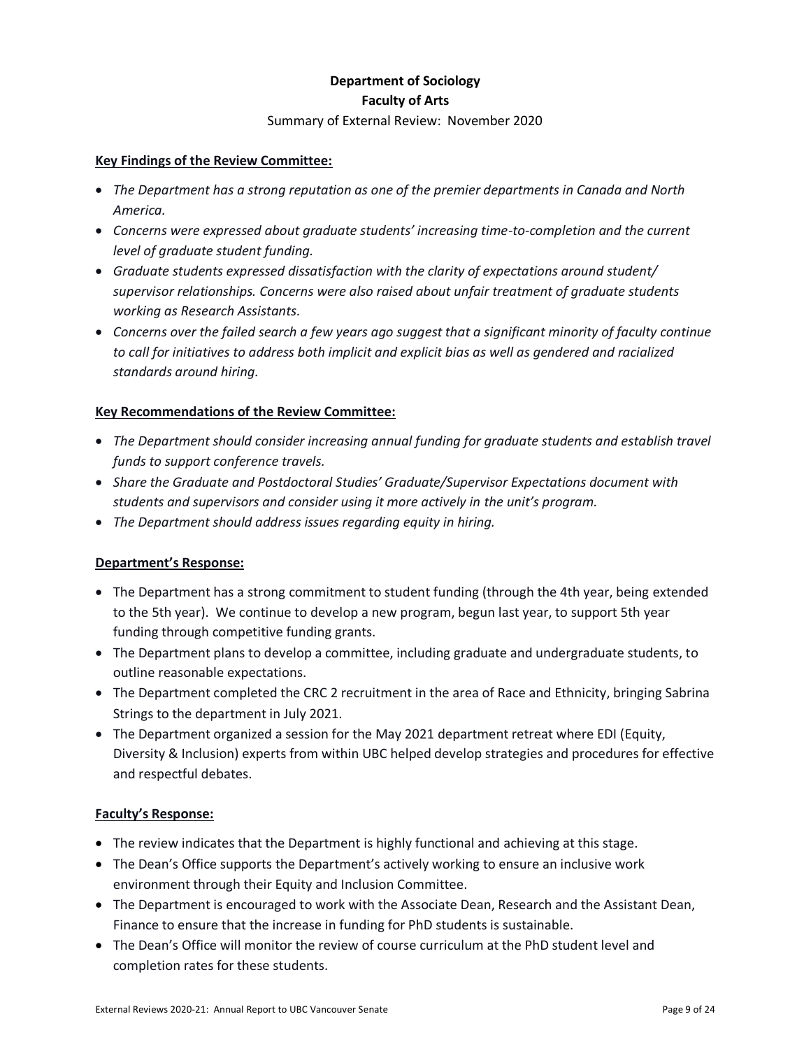**Department of Sociology**
**Faculty of Arts**

Summary of External Review: November 2020

**Key Findings of the Review Committee:**

- *The Department has a strong reputation as one of the premier departments in Canada and North America.*
- *Concerns were expressed about graduate students' increasing time-to-completion and the current level of graduate student funding.*
- *Graduate students expressed dissatisfaction with the clarity of expectations around student/ supervisor relationships. Concerns were also raised about unfair treatment of graduate students working as Research Assistants.*
- *Concerns over the failed search a few years ago suggest that a significant minority of faculty continue to call for initiatives to address both implicit and explicit bias as well as gendered and racialized standards around hiring.*

**Key Recommendations of the Review Committee:**

- *The Department should consider increasing annual funding for graduate students and establish travel funds to support conference travels.*
- *Share the Graduate and Postdoctoral Studies' Graduate/Supervisor Expectations document with students and supervisors and consider using it more actively in the unit's program.*
- *The Department should address issues regarding equity in hiring.*

**Department's Response:**

- The Department has a strong commitment to student funding (through the 4th year, being extended to the 5th year). We continue to develop a new program, begun last year, to support 5th year funding through competitive funding grants.
- The Department plans to develop a committee, including graduate and undergraduate students, to outline reasonable expectations.
- The Department completed the CRC 2 recruitment in the area of Race and Ethnicity, bringing Sabrina Strings to the department in July 2021.
- The Department organized a session for the May 2021 department retreat where EDI (Equity, Diversity & Inclusion) experts from within UBC helped develop strategies and procedures for effective and respectful debates.

**Faculty's Response:**

- The review indicates that the Department is highly functional and achieving at this stage.
- The Dean's Office supports the Department's actively working to ensure an inclusive work environment through their Equity and Inclusion Committee.
- The Department is encouraged to work with the Associate Dean, Research and the Assistant Dean, Finance to ensure that the increase in funding for PhD students is sustainable.
- The Dean's Office will monitor the review of course curriculum at the PhD student level and completion rates for these students.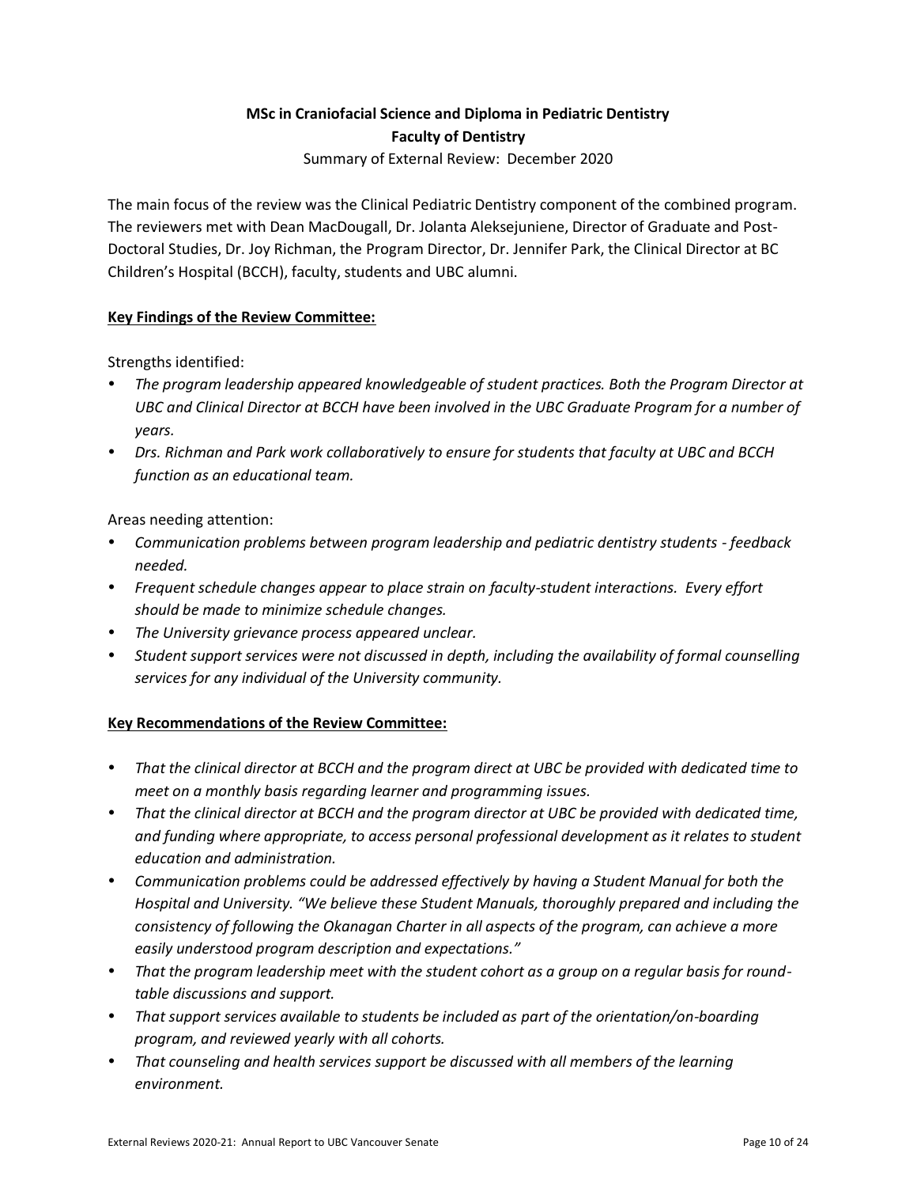**MSc in Craniofacial Science and Diploma in Pediatric Dentistry**
**Faculty of Dentistry**
Summary of External Review: December 2020

The main focus of the review was the Clinical Pediatric Dentistry component of the combined program. The reviewers met with Dean MacDougall, Dr. Jolanta Aleksejuniene, Director of Graduate and Post-Doctoral Studies, Dr. Joy Richman, the Program Director, Dr. Jennifer Park, the Clinical Director at BC Children's Hospital (BCCH), faculty, students and UBC alumni.

**Key Findings of the Review Committee:**

Strengths identified:

- *The program leadership appeared knowledgeable of student practices. Both the Program Director at UBC and Clinical Director at BCCH have been involved in the UBC Graduate Program for a number of years.*
- *Drs. Richman and Park work collaboratively to ensure for students that faculty at UBC and BCCH function as an educational team.*

Areas needing attention:

- *Communication problems between program leadership and pediatric dentistry students - feedback needed.*
- *Frequent schedule changes appear to place strain on faculty-student interactions. Every effort should be made to minimize schedule changes.*
- *The University grievance process appeared unclear.*
- *Student support services were not discussed in depth, including the availability of formal counselling services for any individual of the University community.*

**Key Recommendations of the Review Committee:**

- *That the clinical director at BCCH and the program direct at UBC be provided with dedicated time to meet on a monthly basis regarding learner and programming issues.*
- *That the clinical director at BCCH and the program director at UBC be provided with dedicated time, and funding where appropriate, to access personal professional development as it relates to student education and administration.*
- *Communication problems could be addressed effectively by having a Student Manual for both the Hospital and University. "We believe these Student Manuals, thoroughly prepared and including the consistency of following the Okanagan Charter in all aspects of the program, can achieve a more easily understood program description and expectations."*
- *That the program leadership meet with the student cohort as a group on a regular basis for round-table discussions and support.*
- *That support services available to students be included as part of the orientation/on-boarding program, and reviewed yearly with all cohorts.*
- *That counseling and health services support be discussed with all members of the learning environment.*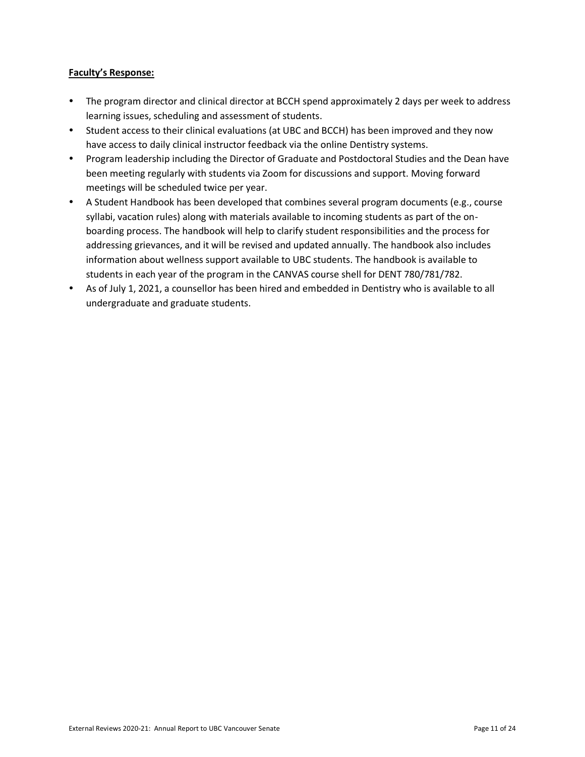**Faculty's Response:**

- The program director and clinical director at BCCH spend approximately 2 days per week to address learning issues, scheduling and assessment of students.
- Student access to their clinical evaluations (at UBC and BCCH) has been improved and they now have access to daily clinical instructor feedback via the online Dentistry systems.
- Program leadership including the Director of Graduate and Postdoctoral Studies and the Dean have been meeting regularly with students via Zoom for discussions and support. Moving forward meetings will be scheduled twice per year.
- A Student Handbook has been developed that combines several program documents (e.g., course syllabi, vacation rules) along with materials available to incoming students as part of the on-boarding process. The handbook will help to clarify student responsibilities and the process for addressing grievances, and it will be revised and updated annually. The handbook also includes information about wellness support available to UBC students. The handbook is available to students in each year of the program in the CANVAS course shell for DENT 780/781/782.
- As of July 1, 2021, a counsellor has been hired and embedded in Dentistry who is available to all undergraduate and graduate students.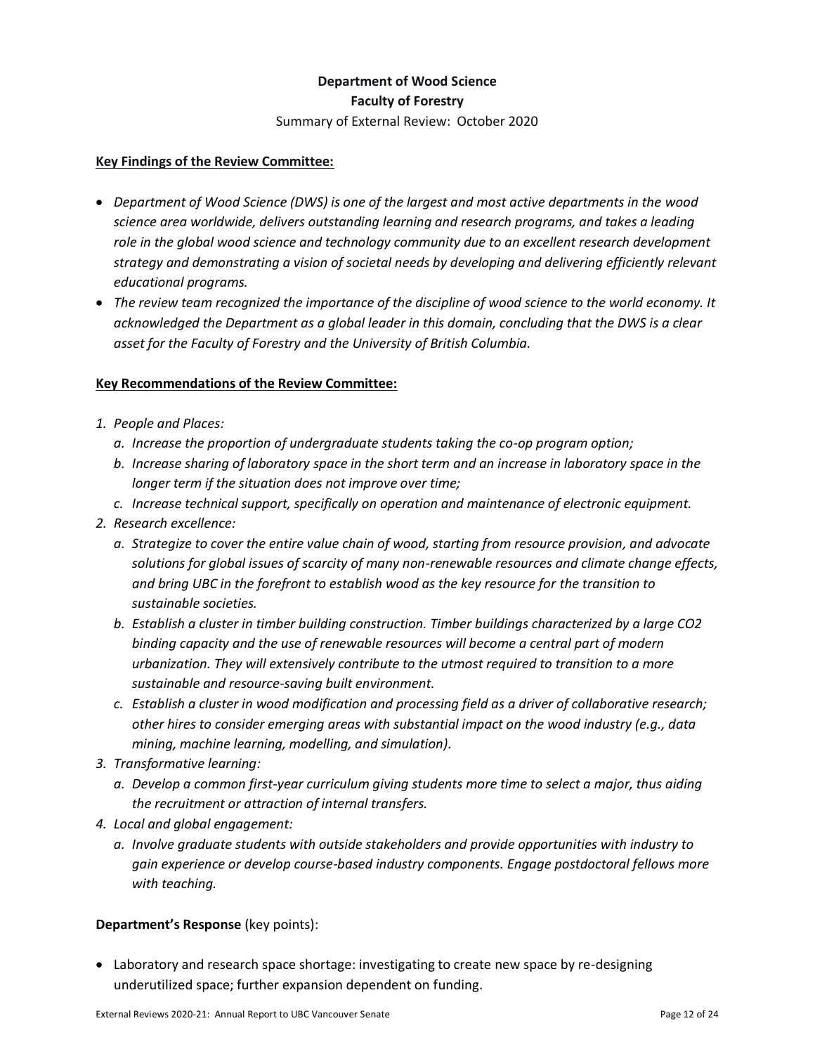**Department of Wood Science**
**Faculty of Forestry**
Summary of External Review: October 2020

**Key Findings of the Review Committee:**

- *Department of Wood Science (DWS) is one of the largest and most active departments in the wood science area worldwide, delivers outstanding learning and research programs, and takes a leading role in the global wood science and technology community due to an excellent research development strategy and demonstrating a vision of societal needs by developing and delivering efficiently relevant educational programs.*
- *The review team recognized the importance of the discipline of wood science to the world economy. It acknowledged the Department as a global leader in this domain, concluding that the DWS is a clear asset for the Faculty of Forestry and the University of British Columbia.*

**Key Recommendations of the Review Committee:**

1. *People and Places:*
   a. *Increase the proportion of undergraduate students taking the co-op program option;*
   b. *Increase sharing of laboratory space in the short term and an increase in laboratory space in the longer term if the situation does not improve over time;*
   c. *Increase technical support, specifically on operation and maintenance of electronic equipment.*
2. *Research excellence:*
   a. *Strategize to cover the entire value chain of wood, starting from resource provision, and advocate solutions for global issues of scarcity of many non-renewable resources and climate change effects, and bring UBC in the forefront to establish wood as the key resource for the transition to sustainable societies.*
   b. *Establish a cluster in timber building construction. Timber buildings characterized by a large CO2 binding capacity and the use of renewable resources will become a central part of modern urbanization. They will extensively contribute to the utmost required to transition to a more sustainable and resource-saving built environment.*
   c. *Establish a cluster in wood modification and processing field as a driver of collaborative research; other hires to consider emerging areas with substantial impact on the wood industry (e.g., data mining, machine learning, modelling, and simulation).*
3. *Transformative learning:*
   a. *Develop a common first-year curriculum giving students more time to select a major, thus aiding the recruitment or attraction of internal transfers.*
4. *Local and global engagement:*
   a. *Involve graduate students with outside stakeholders and provide opportunities with industry to gain experience or develop course-based industry components. Engage postdoctoral fellows more with teaching.*

**Department's Response** (key points):

- Laboratory and research space shortage: investigating to create new space by re-designing underutilized space; further expansion dependent on funding.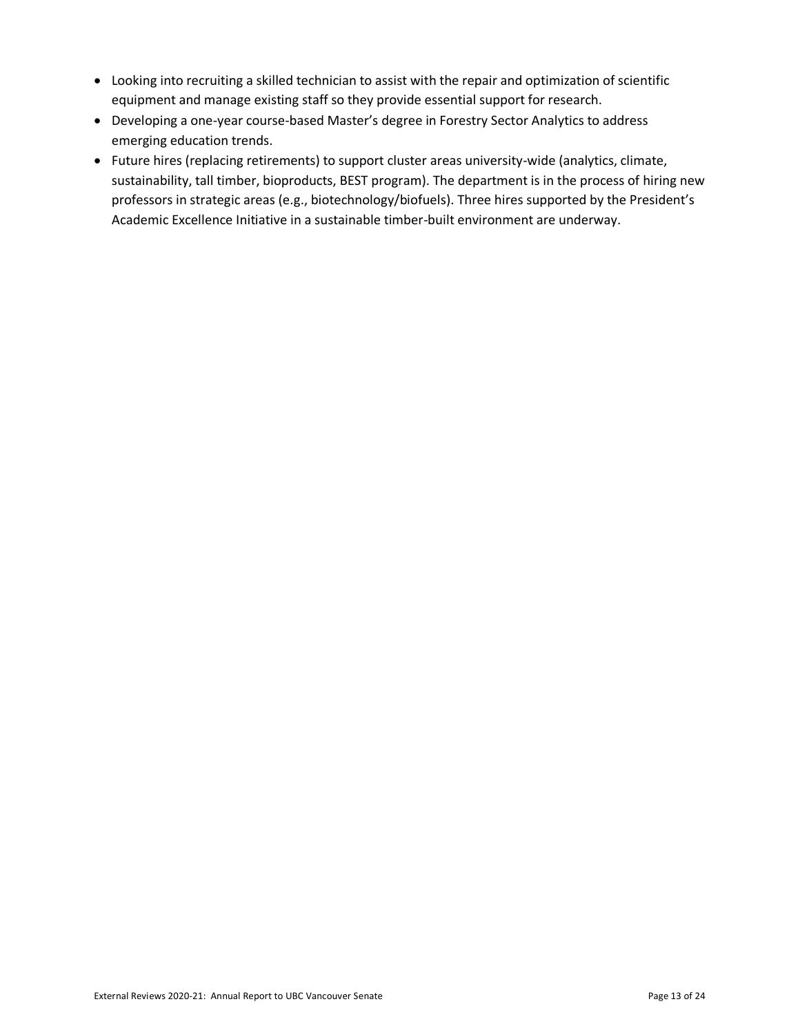- Looking into recruiting a skilled technician to assist with the repair and optimization of scientific equipment and manage existing staff so they provide essential support for research.
- Developing a one-year course-based Master's degree in Forestry Sector Analytics to address emerging education trends.
- Future hires (replacing retirements) to support cluster areas university-wide (analytics, climate, sustainability, tall timber, bioproducts, BEST program). The department is in the process of hiring new professors in strategic areas (e.g., biotechnology/biofuels). Three hires supported by the President's Academic Excellence Initiative in a sustainable timber-built environment are underway.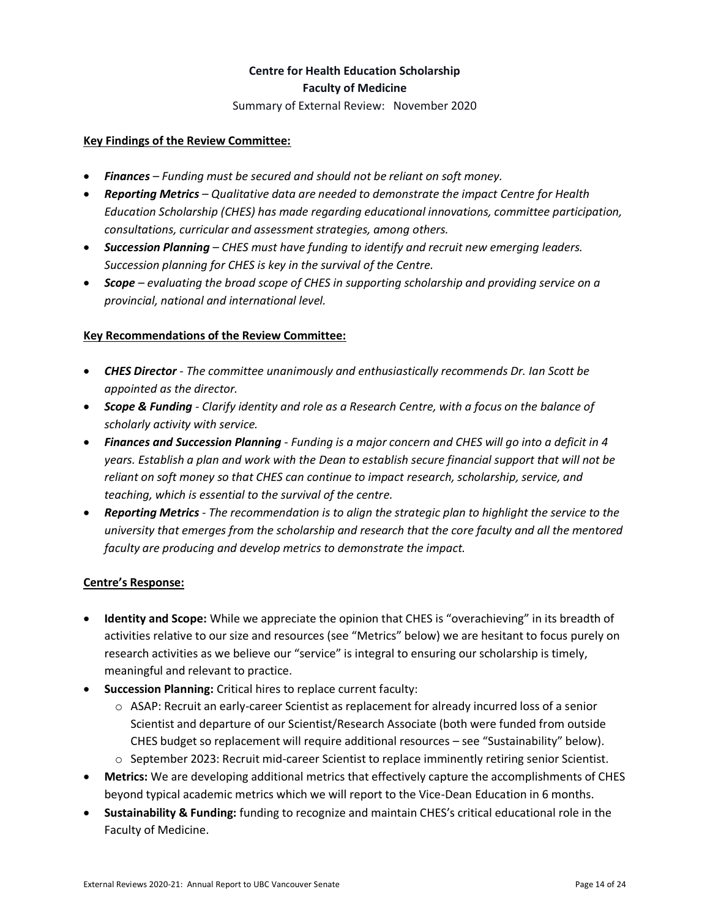**Centre for Health Education Scholarship**
**Faculty of Medicine**

Summary of External Review: November 2020

**Key Findings of the Review Committee:**

- ***Finances*** *– Funding must be secured and should not be reliant on soft money.*
- ***Reporting Metrics*** *– Qualitative data are needed to demonstrate the impact Centre for Health Education Scholarship (CHES) has made regarding educational innovations, committee participation, consultations, curricular and assessment strategies, among others.*
- ***Succession Planning*** *– CHES must have funding to identify and recruit new emerging leaders. Succession planning for CHES is key in the survival of the Centre.*
- ***Scope*** *– evaluating the broad scope of CHES in supporting scholarship and providing service on a provincial, national and international level.*

**Key Recommendations of the Review Committee:**

- ***CHES Director*** *- The committee unanimously and enthusiastically recommends Dr. Ian Scott be appointed as the director.*
- ***Scope & Funding*** *- Clarify identity and role as a Research Centre, with a focus on the balance of scholarly activity with service.*
- ***Finances and Succession Planning*** *- Funding is a major concern and CHES will go into a deficit in 4 years. Establish a plan and work with the Dean to establish secure financial support that will not be reliant on soft money so that CHES can continue to impact research, scholarship, service, and teaching, which is essential to the survival of the centre.*
- ***Reporting Metrics*** *- The recommendation is to align the strategic plan to highlight the service to the university that emerges from the scholarship and research that the core faculty and all the mentored faculty are producing and develop metrics to demonstrate the impact.*

**Centre's Response:**

- **Identity and Scope:** While we appreciate the opinion that CHES is "overachieving" in its breadth of activities relative to our size and resources (see "Metrics" below) we are hesitant to focus purely on research activities as we believe our "service" is integral to ensuring our scholarship is timely, meaningful and relevant to practice.
- **Succession Planning:** Critical hires to replace current faculty:
  - ASAP: Recruit an early-career Scientist as replacement for already incurred loss of a senior Scientist and departure of our Scientist/Research Associate (both were funded from outside CHES budget so replacement will require additional resources – see "Sustainability" below).
  - September 2023: Recruit mid-career Scientist to replace imminently retiring senior Scientist.
- **Metrics:** We are developing additional metrics that effectively capture the accomplishments of CHES beyond typical academic metrics which we will report to the Vice-Dean Education in 6 months.
- **Sustainability & Funding:** funding to recognize and maintain CHES's critical educational role in the Faculty of Medicine.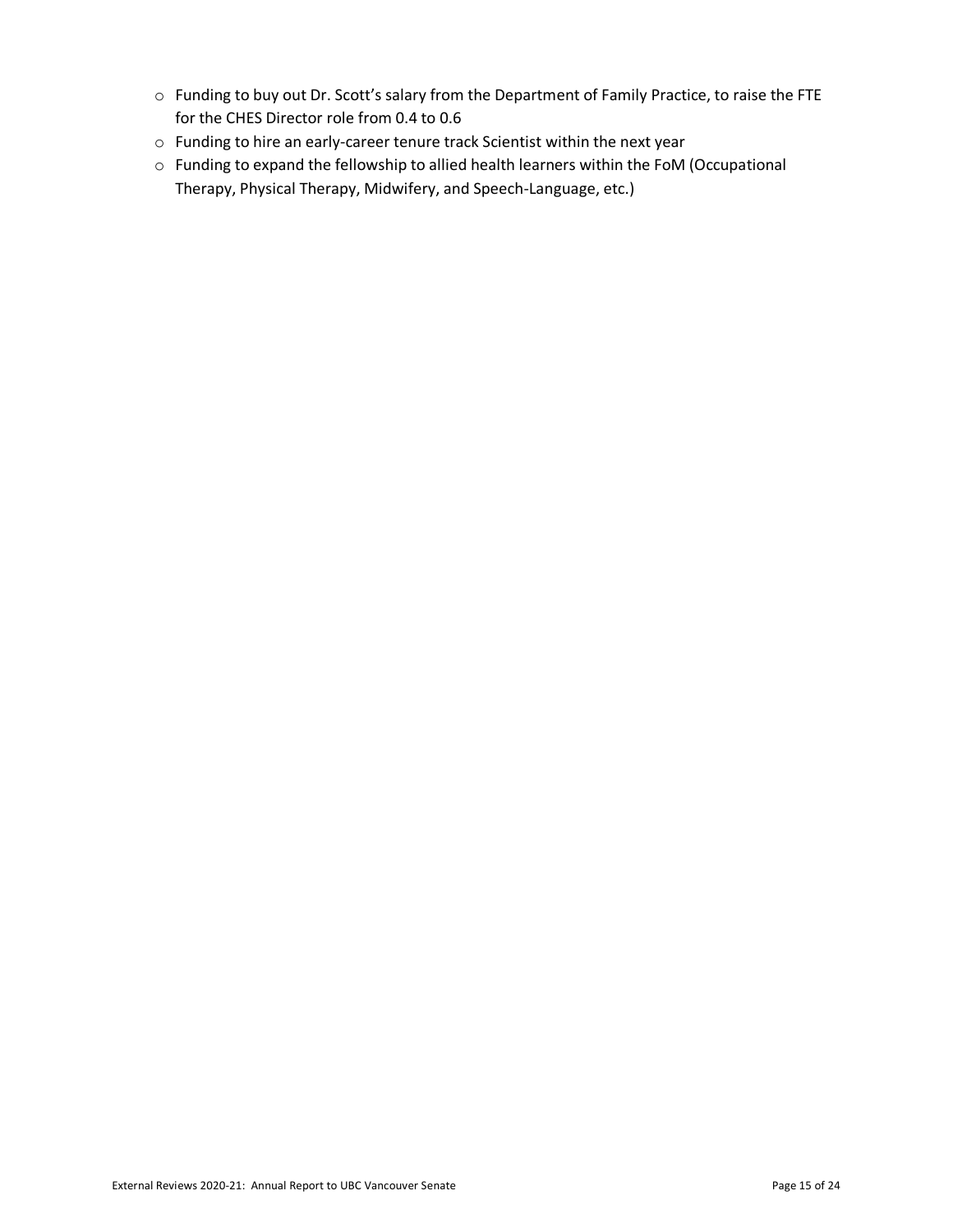- Funding to buy out Dr. Scott's salary from the Department of Family Practice, to raise the FTE for the CHES Director role from 0.4 to 0.6
- Funding to hire an early-career tenure track Scientist within the next year
- Funding to expand the fellowship to allied health learners within the FoM (Occupational Therapy, Physical Therapy, Midwifery, and Speech-Language, etc.)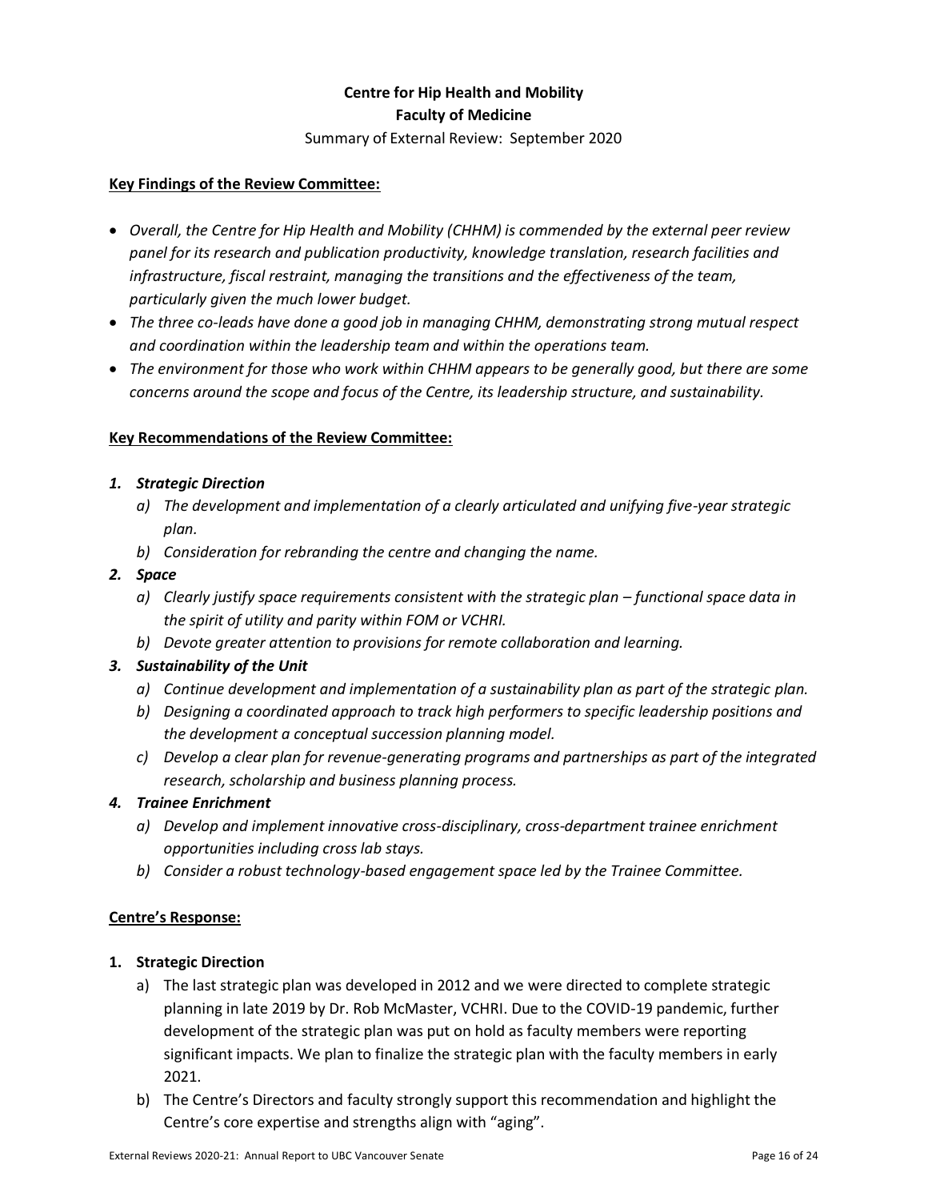**Centre for Hip Health and Mobility**
**Faculty of Medicine**
Summary of External Review: September 2020

**Key Findings of the Review Committee:**

- *Overall, the Centre for Hip Health and Mobility (CHHM) is commended by the external peer review panel for its research and publication productivity, knowledge translation, research facilities and infrastructure, fiscal restraint, managing the transitions and the effectiveness of the team, particularly given the much lower budget.*
- *The three co-leads have done a good job in managing CHHM, demonstrating strong mutual respect and coordination within the leadership team and within the operations team.*
- *The environment for those who work within CHHM appears to be generally good, but there are some concerns around the scope and focus of the Centre, its leadership structure, and sustainability.*

**Key Recommendations of the Review Committee:**

1. ***Strategic Direction***
   a) *The development and implementation of a clearly articulated and unifying five-year strategic plan.*
   b) *Consideration for rebranding the centre and changing the name.*
2. ***Space***
   a) *Clearly justify space requirements consistent with the strategic plan – functional space data in the spirit of utility and parity within FOM or VCHRI.*
   b) *Devote greater attention to provisions for remote collaboration and learning.*
3. ***Sustainability of the Unit***
   a) *Continue development and implementation of a sustainability plan as part of the strategic plan.*
   b) *Designing a coordinated approach to track high performers to specific leadership positions and the development a conceptual succession planning model.*
   c) *Develop a clear plan for revenue-generating programs and partnerships as part of the integrated research, scholarship and business planning process.*
4. ***Trainee Enrichment***
   a) *Develop and implement innovative cross-disciplinary, cross-department trainee enrichment opportunities including cross lab stays.*
   b) *Consider a robust technology-based engagement space led by the Trainee Committee.*

**Centre's Response:**

1. **Strategic Direction**
   a) The last strategic plan was developed in 2012 and we were directed to complete strategic planning in late 2019 by Dr. Rob McMaster, VCHRI. Due to the COVID-19 pandemic, further development of the strategic plan was put on hold as faculty members were reporting significant impacts. We plan to finalize the strategic plan with the faculty members in early 2021.
   b) The Centre's Directors and faculty strongly support this recommendation and highlight the Centre's core expertise and strengths align with "aging".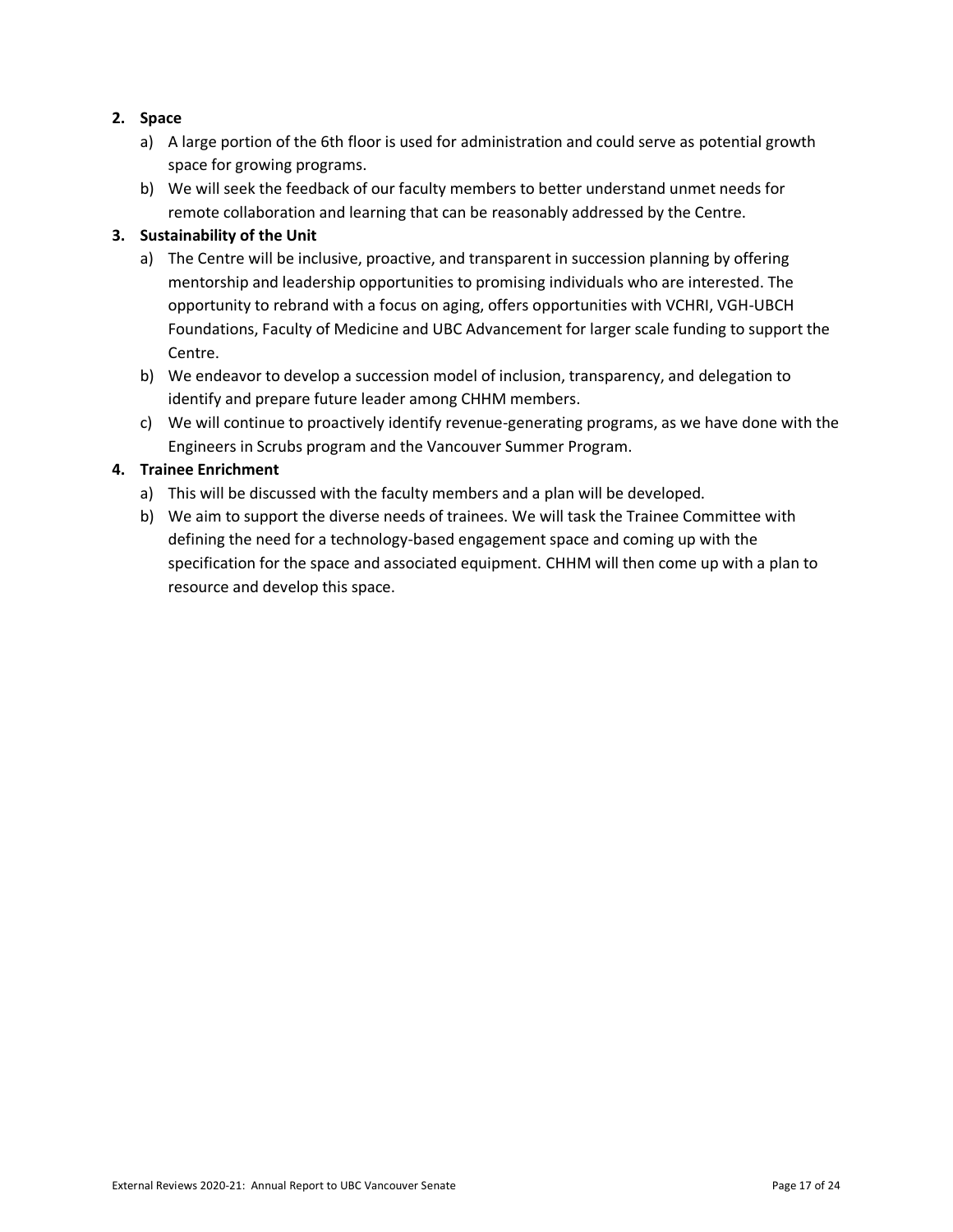2. **Space**
    a) A large portion of the 6th floor is used for administration and could serve as potential growth space for growing programs.
    b) We will seek the feedback of our faculty members to better understand unmet needs for remote collaboration and learning that can be reasonably addressed by the Centre.
3. **Sustainability of the Unit**
    a) The Centre will be inclusive, proactive, and transparent in succession planning by offering mentorship and leadership opportunities to promising individuals who are interested. The opportunity to rebrand with a focus on aging, offers opportunities with VCHRI, VGH-UBCH Foundations, Faculty of Medicine and UBC Advancement for larger scale funding to support the Centre.
    b) We endeavor to develop a succession model of inclusion, transparency, and delegation to identify and prepare future leader among CHHM members.
    c) We will continue to proactively identify revenue-generating programs, as we have done with the Engineers in Scrubs program and the Vancouver Summer Program.
4. **Trainee Enrichment**
    a) This will be discussed with the faculty members and a plan will be developed.
    b) We aim to support the diverse needs of trainees. We will task the Trainee Committee with defining the need for a technology-based engagement space and coming up with the specification for the space and associated equipment. CHHM will then come up with a plan to resource and develop this space.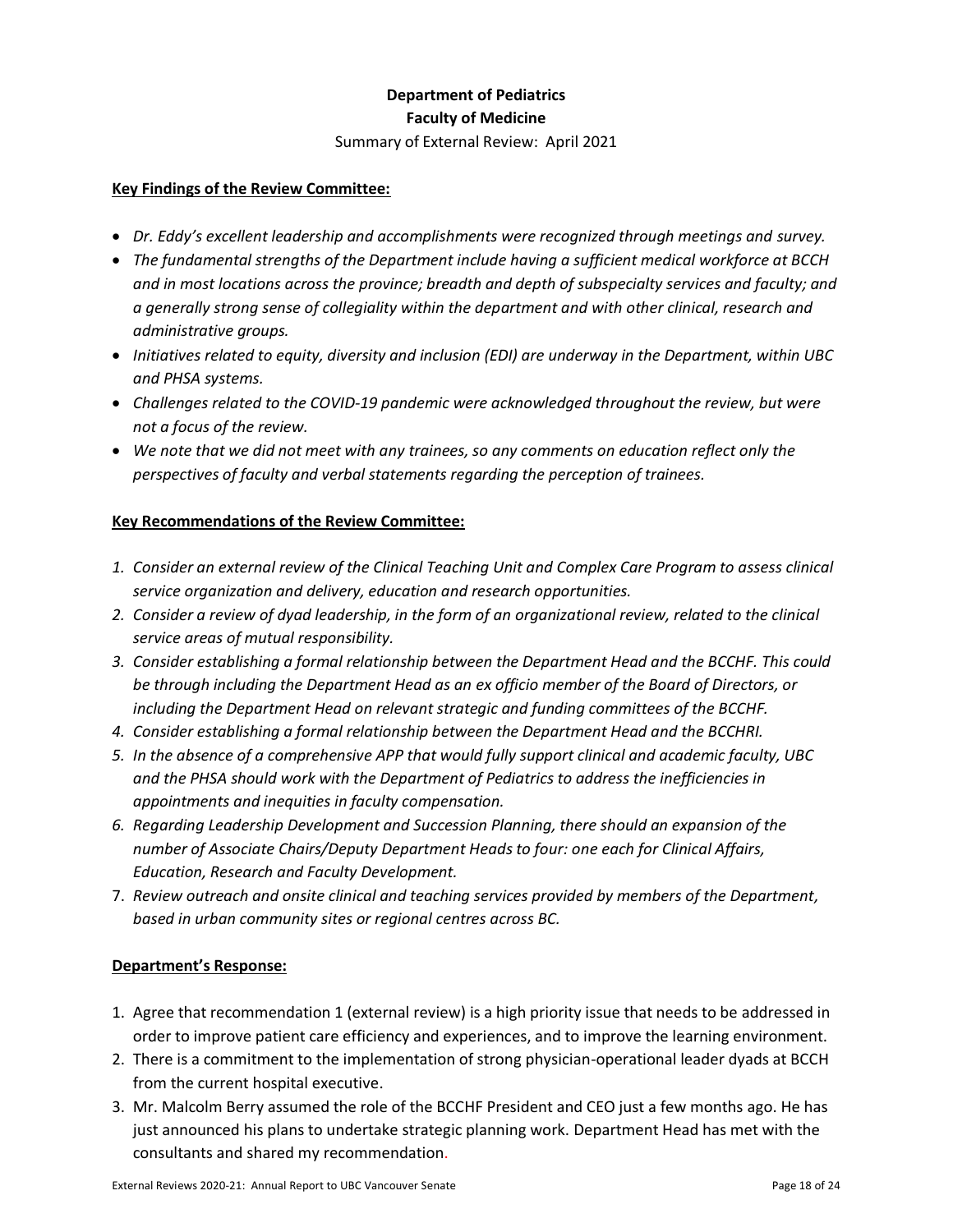**Department of Pediatrics**
**Faculty of Medicine**
Summary of External Review: April 2021

**Key Findings of the Review Committee:**

- *Dr. Eddy's excellent leadership and accomplishments were recognized through meetings and survey.*
- *The fundamental strengths of the Department include having a sufficient medical workforce at BCCH and in most locations across the province; breadth and depth of subspecialty services and faculty; and a generally strong sense of collegiality within the department and with other clinical, research and administrative groups.*
- *Initiatives related to equity, diversity and inclusion (EDI) are underway in the Department, within UBC and PHSA systems.*
- *Challenges related to the COVID-19 pandemic were acknowledged throughout the review, but were not a focus of the review.*
- *We note that we did not meet with any trainees, so any comments on education reflect only the perspectives of faculty and verbal statements regarding the perception of trainees.*

**Key Recommendations of the Review Committee:**

1. *Consider an external review of the Clinical Teaching Unit and Complex Care Program to assess clinical service organization and delivery, education and research opportunities.*
2. *Consider a review of dyad leadership, in the form of an organizational review, related to the clinical service areas of mutual responsibility.*
3. *Consider establishing a formal relationship between the Department Head and the BCCHF. This could be through including the Department Head as an ex officio member of the Board of Directors, or including the Department Head on relevant strategic and funding committees of the BCCHF.*
4. *Consider establishing a formal relationship between the Department Head and the BCCHRI.*
5. *In the absence of a comprehensive APP that would fully support clinical and academic faculty, UBC and the PHSA should work with the Department of Pediatrics to address the inefficiencies in appointments and inequities in faculty compensation.*
6. *Regarding Leadership Development and Succession Planning, there should an expansion of the number of Associate Chairs/Deputy Department Heads to four: one each for Clinical Affairs, Education, Research and Faculty Development.*
7. *Review outreach and onsite clinical and teaching services provided by members of the Department, based in urban community sites or regional centres across BC.*

**Department's Response:**

1. Agree that recommendation 1 (external review) is a high priority issue that needs to be addressed in order to improve patient care efficiency and experiences, and to improve the learning environment.
2. There is a commitment to the implementation of strong physician-operational leader dyads at BCCH from the current hospital executive.
3. Mr. Malcolm Berry assumed the role of the BCCHF President and CEO just a few months ago. He has just announced his plans to undertake strategic planning work. Department Head has met with the consultants and shared my recommendation.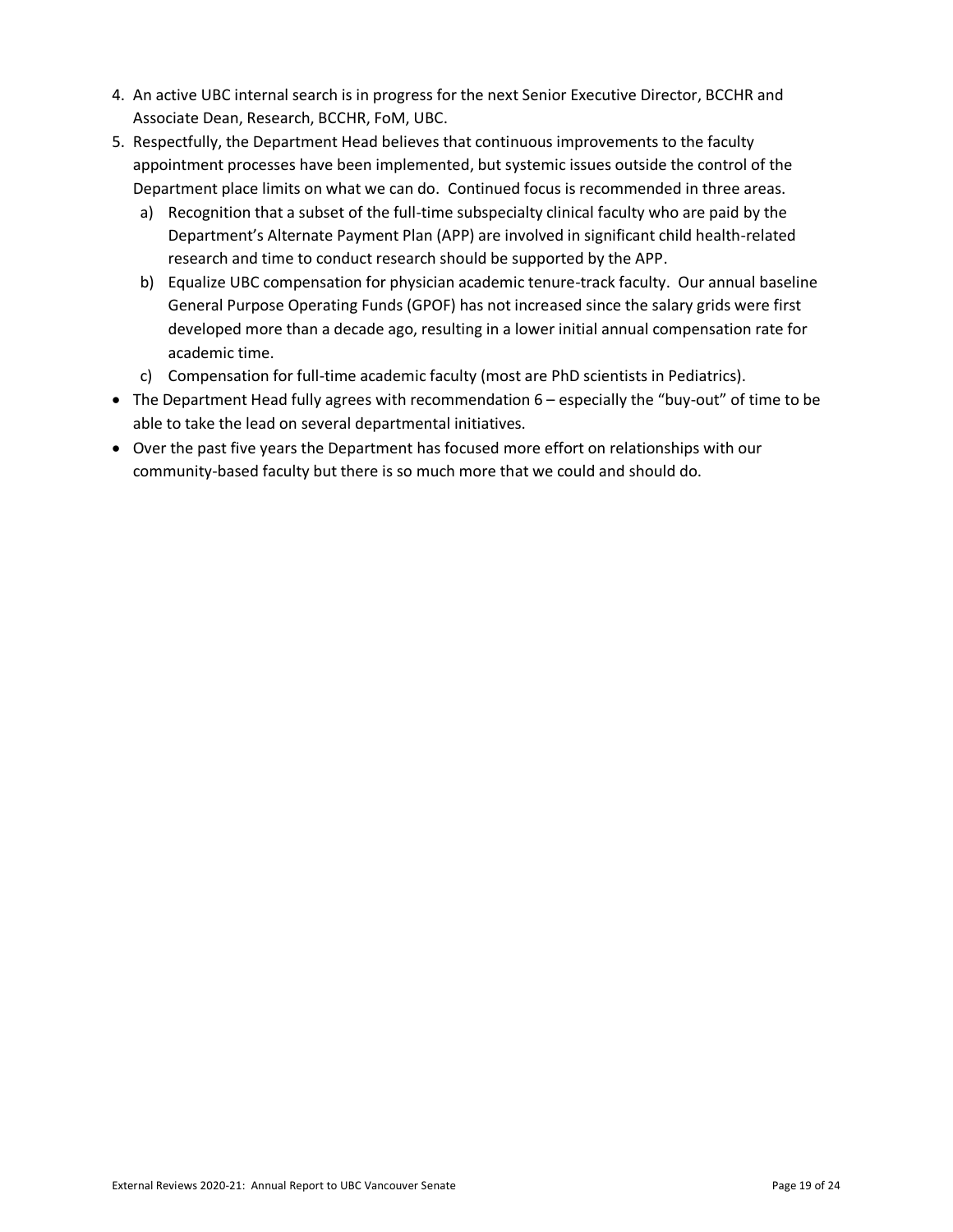4. An active UBC internal search is in progress for the next Senior Executive Director, BCCHR and Associate Dean, Research, BCCHR, FoM, UBC.
5. Respectfully, the Department Head believes that continuous improvements to the faculty appointment processes have been implemented, but systemic issues outside the control of the Department place limits on what we can do. Continued focus is recommended in three areas.
   a) Recognition that a subset of the full-time subspecialty clinical faculty who are paid by the Department's Alternate Payment Plan (APP) are involved in significant child health-related research and time to conduct research should be supported by the APP.
   b) Equalize UBC compensation for physician academic tenure-track faculty. Our annual baseline General Purpose Operating Funds (GPOF) has not increased since the salary grids were first developed more than a decade ago, resulting in a lower initial annual compensation rate for academic time.
   c) Compensation for full-time academic faculty (most are PhD scientists in Pediatrics).

- The Department Head fully agrees with recommendation 6 – especially the "buy-out" of time to be able to take the lead on several departmental initiatives.
- Over the past five years the Department has focused more effort on relationships with our community-based faculty but there is so much more that we could and should do.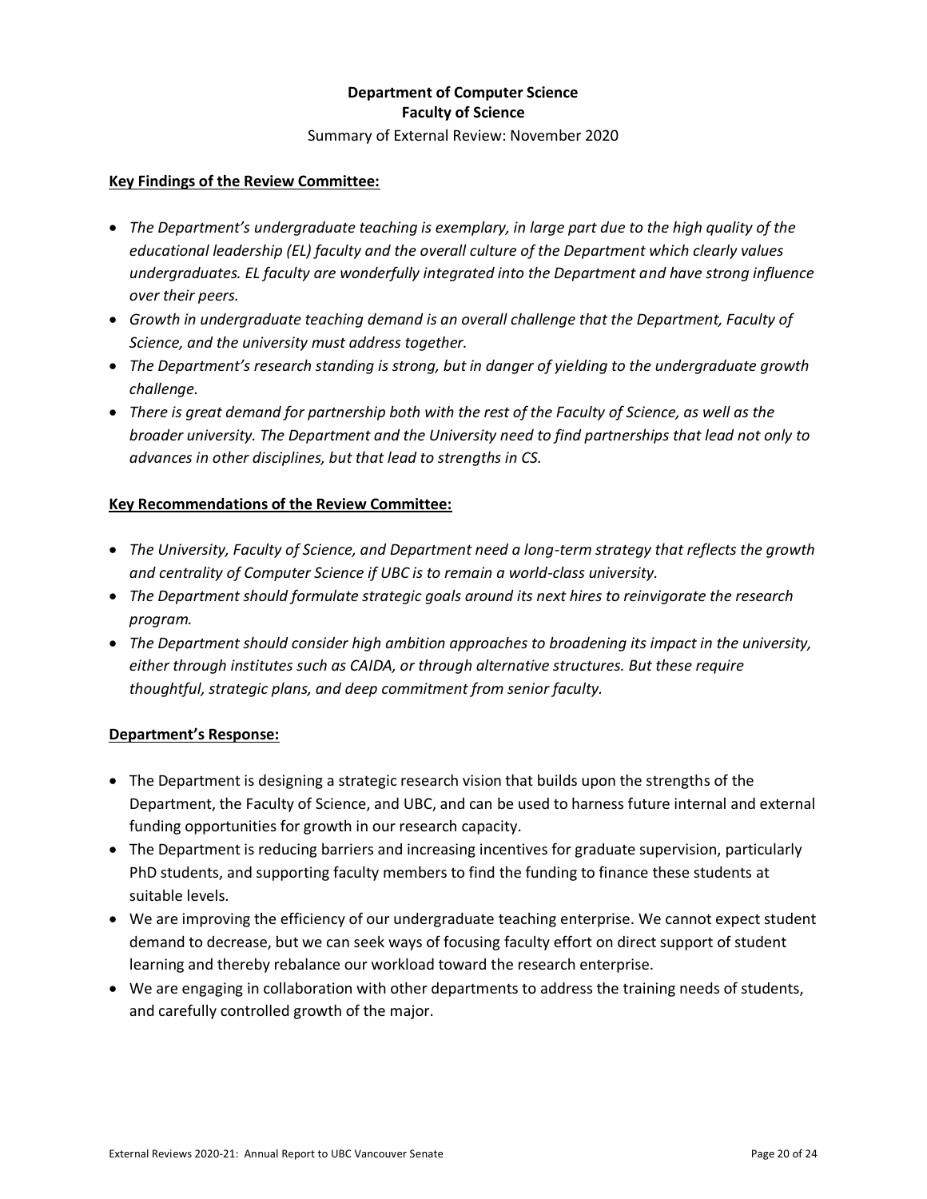**Department of Computer Science**
**Faculty of Science**
Summary of External Review: November 2020

**Key Findings of the Review Committee:**

- *The Department's undergraduate teaching is exemplary, in large part due to the high quality of the educational leadership (EL) faculty and the overall culture of the Department which clearly values undergraduates. EL faculty are wonderfully integrated into the Department and have strong influence over their peers.*
- *Growth in undergraduate teaching demand is an overall challenge that the Department, Faculty of Science, and the university must address together.*
- *The Department's research standing is strong, but in danger of yielding to the undergraduate growth challenge.*
- *There is great demand for partnership both with the rest of the Faculty of Science, as well as the broader university. The Department and the University need to find partnerships that lead not only to advances in other disciplines, but that lead to strengths in CS.*

**Key Recommendations of the Review Committee:**

- *The University, Faculty of Science, and Department need a long-term strategy that reflects the growth and centrality of Computer Science if UBC is to remain a world-class university.*
- *The Department should formulate strategic goals around its next hires to reinvigorate the research program.*
- *The Department should consider high ambition approaches to broadening its impact in the university, either through institutes such as CAIDA, or through alternative structures. But these require thoughtful, strategic plans, and deep commitment from senior faculty.*

**Department's Response:**

- The Department is designing a strategic research vision that builds upon the strengths of the Department, the Faculty of Science, and UBC, and can be used to harness future internal and external funding opportunities for growth in our research capacity.
- The Department is reducing barriers and increasing incentives for graduate supervision, particularly PhD students, and supporting faculty members to find the funding to finance these students at suitable levels.
- We are improving the efficiency of our undergraduate teaching enterprise. We cannot expect student demand to decrease, but we can seek ways of focusing faculty effort on direct support of student learning and thereby rebalance our workload toward the research enterprise.
- We are engaging in collaboration with other departments to address the training needs of students, and carefully controlled growth of the major.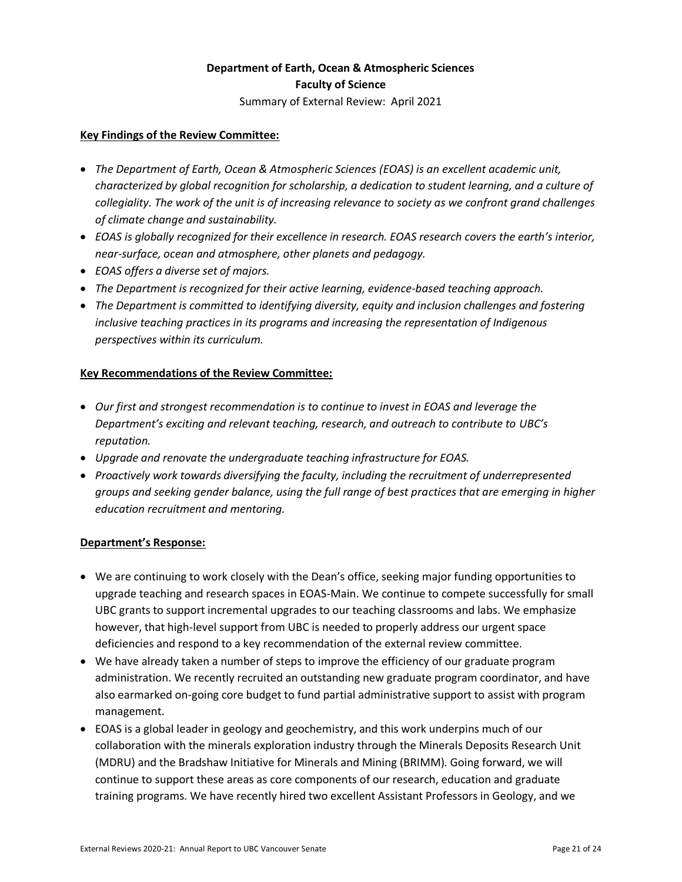**Department of Earth, Ocean & Atmospheric Sciences**
**Faculty of Science**
Summary of External Review: April 2021

**Key Findings of the Review Committee:**

- *The Department of Earth, Ocean & Atmospheric Sciences (EOAS) is an excellent academic unit, characterized by global recognition for scholarship, a dedication to student learning, and a culture of collegiality. The work of the unit is of increasing relevance to society as we confront grand challenges of climate change and sustainability.*
- *EOAS is globally recognized for their excellence in research. EOAS research covers the earth's interior, near-surface, ocean and atmosphere, other planets and pedagogy.*
- *EOAS offers a diverse set of majors.*
- *The Department is recognized for their active learning, evidence-based teaching approach.*
- *The Department is committed to identifying diversity, equity and inclusion challenges and fostering inclusive teaching practices in its programs and increasing the representation of Indigenous perspectives within its curriculum.*

**Key Recommendations of the Review Committee:**

- *Our first and strongest recommendation is to continue to invest in EOAS and leverage the Department's exciting and relevant teaching, research, and outreach to contribute to UBC's reputation.*
- *Upgrade and renovate the undergraduate teaching infrastructure for EOAS.*
- *Proactively work towards diversifying the faculty, including the recruitment of underrepresented groups and seeking gender balance, using the full range of best practices that are emerging in higher education recruitment and mentoring.*

**Department's Response:**

- We are continuing to work closely with the Dean's office, seeking major funding opportunities to upgrade teaching and research spaces in EOAS-Main. We continue to compete successfully for small UBC grants to support incremental upgrades to our teaching classrooms and labs. We emphasize however, that high-level support from UBC is needed to properly address our urgent space deficiencies and respond to a key recommendation of the external review committee.
- We have already taken a number of steps to improve the efficiency of our graduate program administration. We recently recruited an outstanding new graduate program coordinator, and have also earmarked on-going core budget to fund partial administrative support to assist with program management.
- EOAS is a global leader in geology and geochemistry, and this work underpins much of our collaboration with the minerals exploration industry through the Minerals Deposits Research Unit (MDRU) and the Bradshaw Initiative for Minerals and Mining (BRIMM). Going forward, we will continue to support these areas as core components of our research, education and graduate training programs. We have recently hired two excellent Assistant Professors in Geology, and we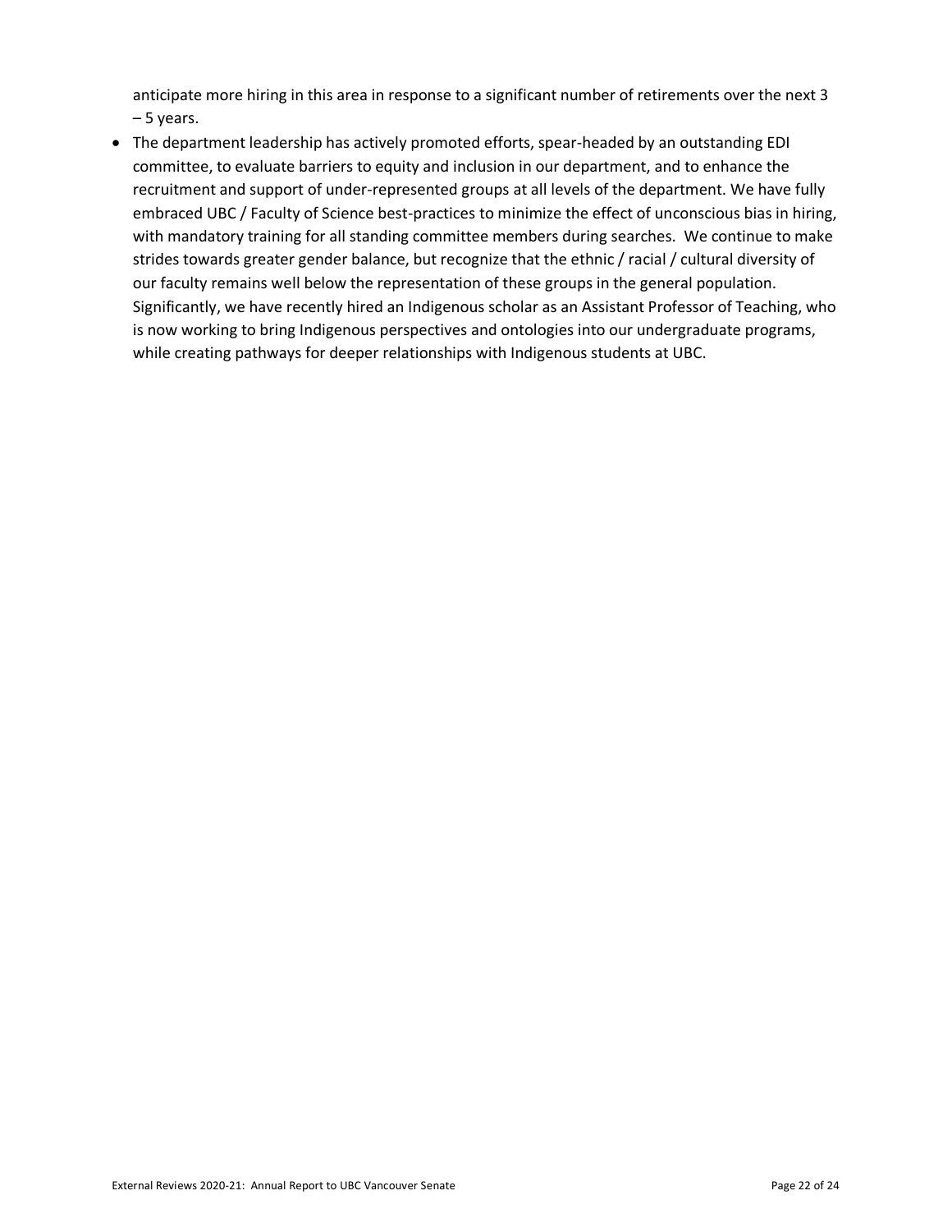anticipate more hiring in this area in response to a significant number of retirements over the next 3 – 5 years.

- The department leadership has actively promoted efforts, spear-headed by an outstanding EDI committee, to evaluate barriers to equity and inclusion in our department, and to enhance the recruitment and support of under-represented groups at all levels of the department. We have fully embraced UBC / Faculty of Science best-practices to minimize the effect of unconscious bias in hiring, with mandatory training for all standing committee members during searches. We continue to make strides towards greater gender balance, but recognize that the ethnic / racial / cultural diversity of our faculty remains well below the representation of these groups in the general population. Significantly, we have recently hired an Indigenous scholar as an Assistant Professor of Teaching, who is now working to bring Indigenous perspectives and ontologies into our undergraduate programs, while creating pathways for deeper relationships with Indigenous students at UBC.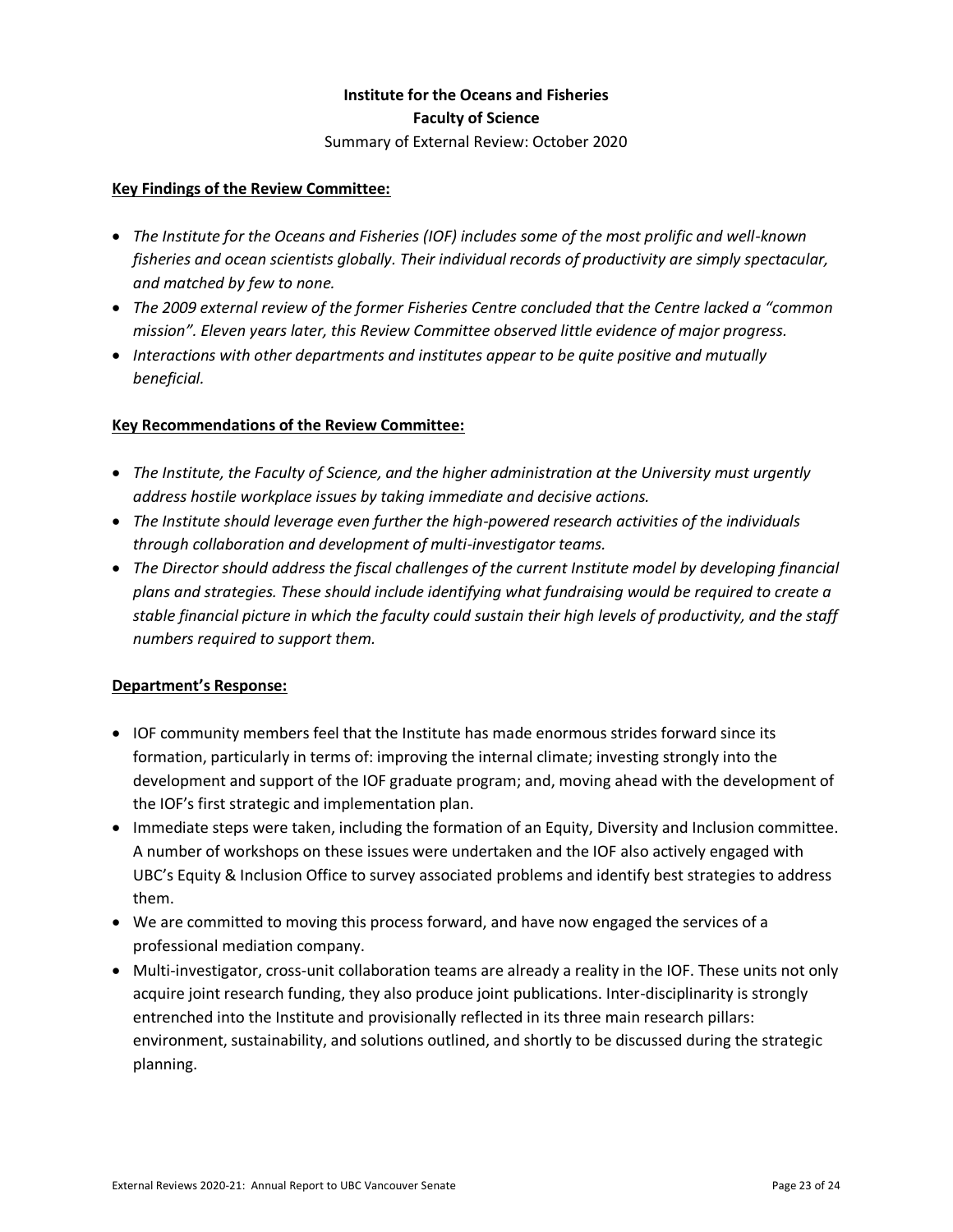**Institute for the Oceans and Fisheries**
**Faculty of Science**
Summary of External Review: October 2020

**Key Findings of the Review Committee:**

- *The Institute for the Oceans and Fisheries (IOF) includes some of the most prolific and well-known fisheries and ocean scientists globally. Their individual records of productivity are simply spectacular, and matched by few to none.*
- *The 2009 external review of the former Fisheries Centre concluded that the Centre lacked a "common mission". Eleven years later, this Review Committee observed little evidence of major progress.*
- *Interactions with other departments and institutes appear to be quite positive and mutually beneficial.*

**Key Recommendations of the Review Committee:**

- *The Institute, the Faculty of Science, and the higher administration at the University must urgently address hostile workplace issues by taking immediate and decisive actions.*
- *The Institute should leverage even further the high-powered research activities of the individuals through collaboration and development of multi-investigator teams.*
- *The Director should address the fiscal challenges of the current Institute model by developing financial plans and strategies. These should include identifying what fundraising would be required to create a stable financial picture in which the faculty could sustain their high levels of productivity, and the staff numbers required to support them.*

**Department's Response:**

- IOF community members feel that the Institute has made enormous strides forward since its formation, particularly in terms of: improving the internal climate; investing strongly into the development and support of the IOF graduate program; and, moving ahead with the development of the IOF's first strategic and implementation plan.
- Immediate steps were taken, including the formation of an Equity, Diversity and Inclusion committee. A number of workshops on these issues were undertaken and the IOF also actively engaged with UBC's Equity & Inclusion Office to survey associated problems and identify best strategies to address them.
- We are committed to moving this process forward, and have now engaged the services of a professional mediation company.
- Multi-investigator, cross-unit collaboration teams are already a reality in the IOF. These units not only acquire joint research funding, they also produce joint publications. Inter-disciplinarity is strongly entrenched into the Institute and provisionally reflected in its three main research pillars: environment, sustainability, and solutions outlined, and shortly to be discussed during the strategic planning.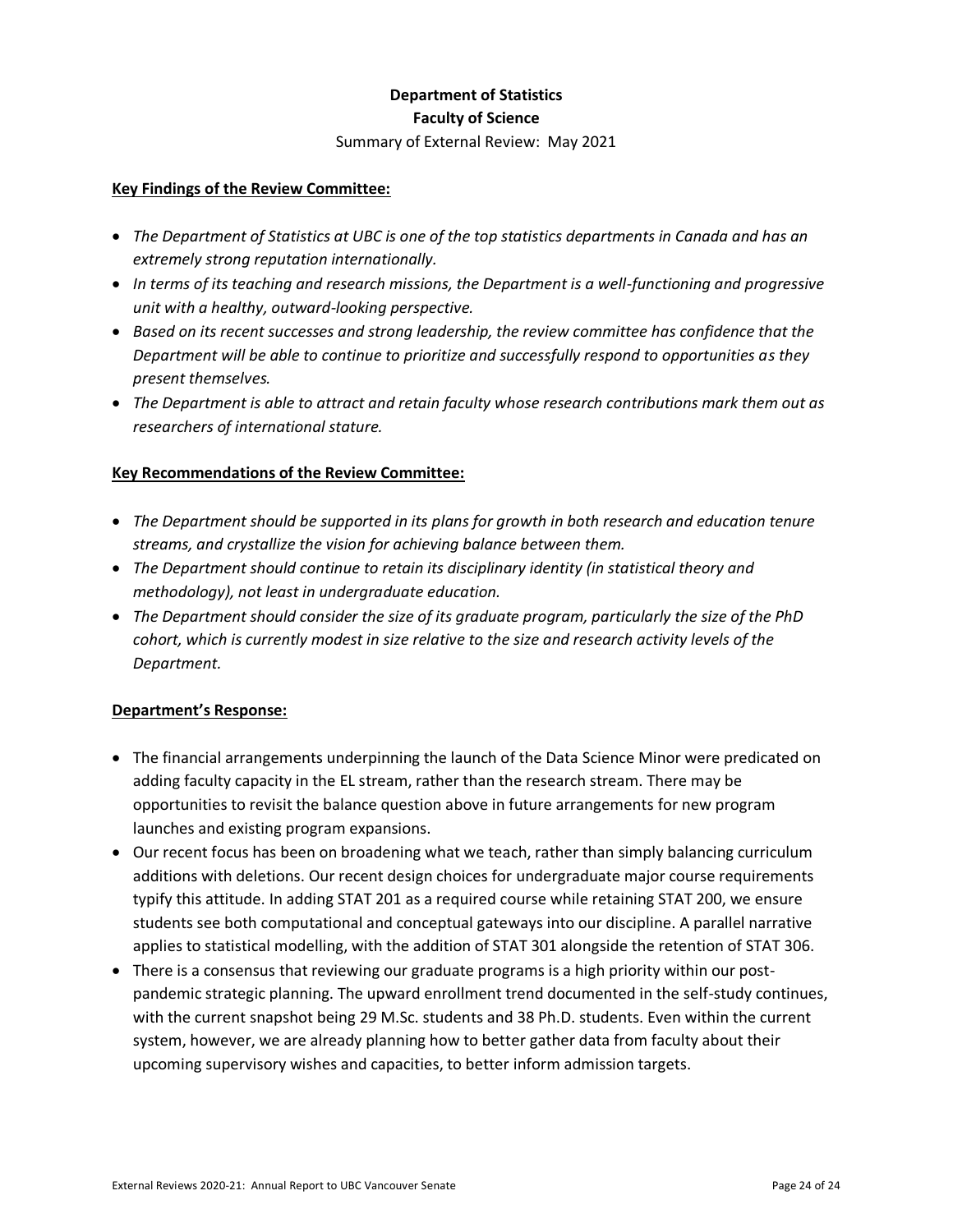**Department of Statistics**
**Faculty of Science**
Summary of External Review: May 2021

**Key Findings of the Review Committee:**

- *The Department of Statistics at UBC is one of the top statistics departments in Canada and has an extremely strong reputation internationally.*
- *In terms of its teaching and research missions, the Department is a well-functioning and progressive unit with a healthy, outward-looking perspective.*
- *Based on its recent successes and strong leadership, the review committee has confidence that the Department will be able to continue to prioritize and successfully respond to opportunities as they present themselves.*
- *The Department is able to attract and retain faculty whose research contributions mark them out as researchers of international stature.*

**Key Recommendations of the Review Committee:**

- *The Department should be supported in its plans for growth in both research and education tenure streams, and crystallize the vision for achieving balance between them.*
- *The Department should continue to retain its disciplinary identity (in statistical theory and methodology), not least in undergraduate education.*
- *The Department should consider the size of its graduate program, particularly the size of the PhD cohort, which is currently modest in size relative to the size and research activity levels of the Department.*

**Department's Response:**

- The financial arrangements underpinning the launch of the Data Science Minor were predicated on adding faculty capacity in the EL stream, rather than the research stream. There may be opportunities to revisit the balance question above in future arrangements for new program launches and existing program expansions.
- Our recent focus has been on broadening what we teach, rather than simply balancing curriculum additions with deletions. Our recent design choices for undergraduate major course requirements typify this attitude. In adding STAT 201 as a required course while retaining STAT 200, we ensure students see both computational and conceptual gateways into our discipline. A parallel narrative applies to statistical modelling, with the addition of STAT 301 alongside the retention of STAT 306.
- There is a consensus that reviewing our graduate programs is a high priority within our post-pandemic strategic planning. The upward enrollment trend documented in the self-study continues, with the current snapshot being 29 M.Sc. students and 38 Ph.D. students. Even within the current system, however, we are already planning how to better gather data from faculty about their upcoming supervisory wishes and capacities, to better inform admission targets.